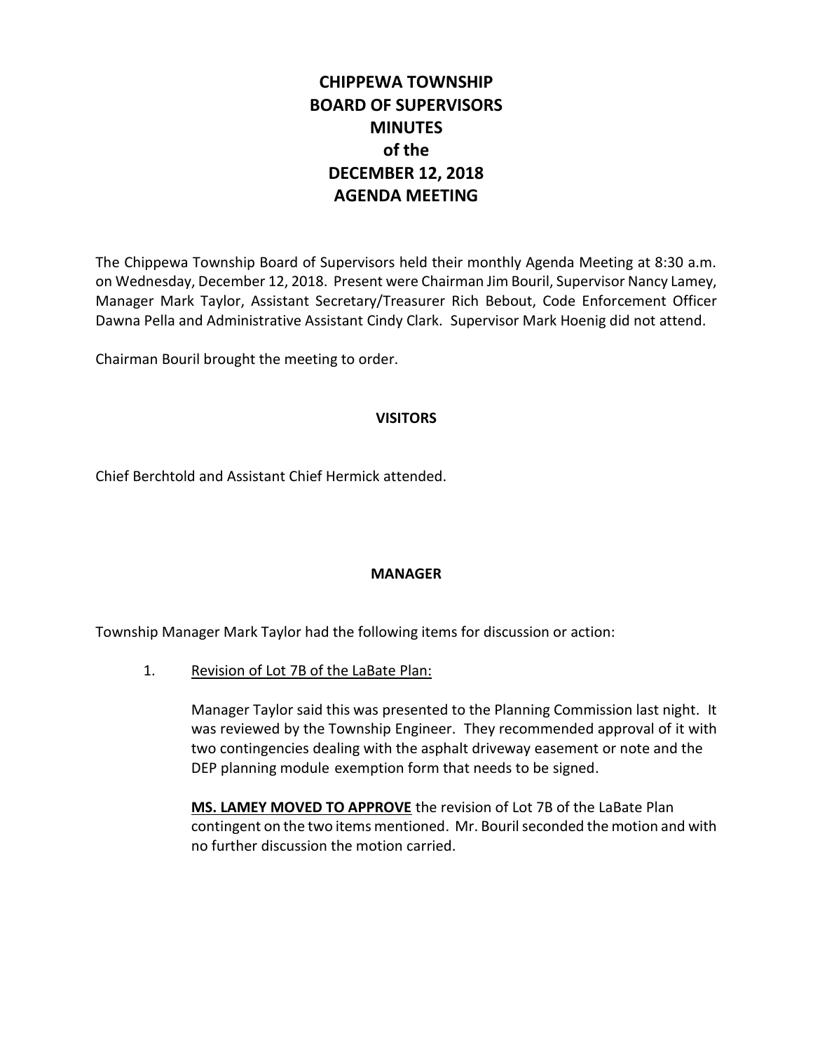# CHIPPEWA TOWNSHIP BOARD OF SUPERVISORS MINUTES of the DECEMBER 12, 2018 AGENDA MEETING

The Chippewa Township Board of Supervisors held their monthly Agenda Meeting at 8:30 a.m. on Wednesday, December 12, 2018. Present were Chairman Jim Bouril, Supervisor Nancy Lamey, Manager Mark Taylor, Assistant Secretary/Treasurer Rich Bebout, Code Enforcement Officer Dawna Pella and Administrative Assistant Cindy Clark. Supervisor Mark Hoenig did not attend.

Chairman Bouril brought the meeting to order.

## VISITORS

Chief Berchtold and Assistant Chief Hermick attended.

## MANAGER

Township Manager Mark Taylor had the following items for discussion or action:

1. Revision of Lot 7B of the LaBate Plan:

   Manager Taylor said this was presented to the Planning Commission last night. It was reviewed by the Township Engineer. They recommended approval of it with two contingencies dealing with the asphalt driveway easement or note and the DEP planning module exemption form that needs to be signed.

   **MS. LAMEY MOVED TO APPROVE** the revision of Lot 7B of the LaBate Plan contingent on the two items mentioned. Mr. Bouril seconded the motion and with no further discussion the motion carried.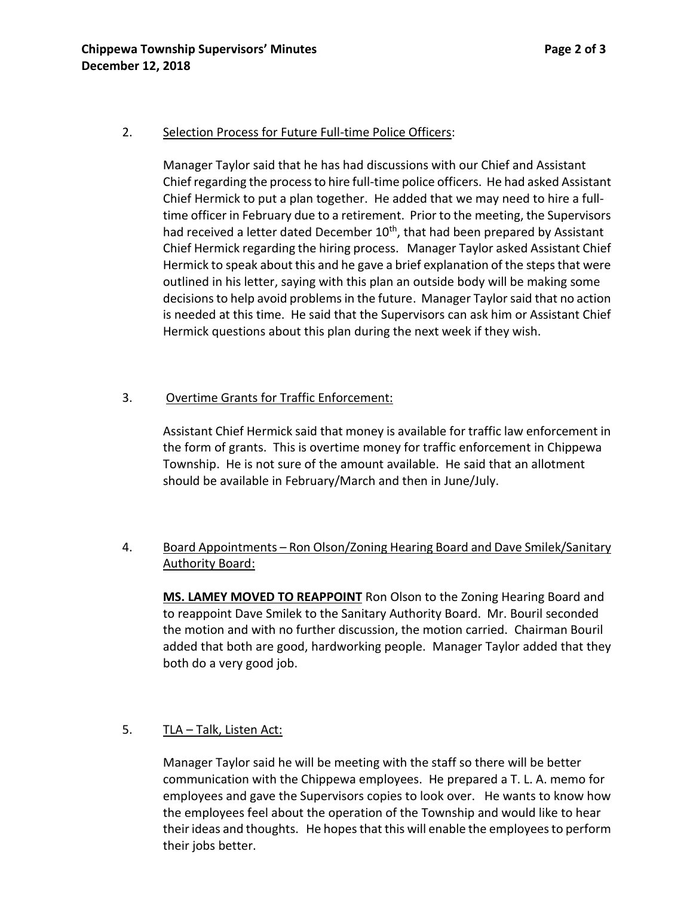2. <u>Selection Process for Future Full-time Police Officers</u>:

   Manager Taylor said that he has had discussions with our Chief and Assistant Chief regarding the process to hire full-time police officers. He had asked Assistant Chief Hermick to put a plan together. He added that we may need to hire a full-time officer in February due to a retirement. Prior to the meeting, the Supervisors had received a letter dated December 10th, that had been prepared by Assistant Chief Hermick regarding the hiring process. Manager Taylor asked Assistant Chief Hermick to speak about this and he gave a brief explanation of the steps that were outlined in his letter, saying with this plan an outside body will be making some decisions to help avoid problems in the future. Manager Taylor said that no action is needed at this time. He said that the Supervisors can ask him or Assistant Chief Hermick questions about this plan during the next week if they wish.

3. <u>Overtime Grants for Traffic Enforcement:</u>

   Assistant Chief Hermick said that money is available for traffic law enforcement in the form of grants. This is overtime money for traffic enforcement in Chippewa Township. He is not sure of the amount available. He said that an allotment should be available in February/March and then in June/July.

4. <u>Board Appointments – Ron Olson/Zoning Hearing Board and Dave Smilek/Sanitary Authority Board:</u>

   **<u>MS. LAMEY MOVED TO REAPPOINT</u>** Ron Olson to the Zoning Hearing Board and to reappoint Dave Smilek to the Sanitary Authority Board. Mr. Bouril seconded the motion and with no further discussion, the motion carried. Chairman Bouril added that both are good, hardworking people. Manager Taylor added that they both do a very good job.

5. <u>TLA – Talk, Listen Act:</u>

   Manager Taylor said he will be meeting with the staff so there will be better communication with the Chippewa employees. He prepared a T. L. A. memo for employees and gave the Supervisors copies to look over. He wants to know how the employees feel about the operation of the Township and would like to hear their ideas and thoughts. He hopes that this will enable the employees to perform their jobs better.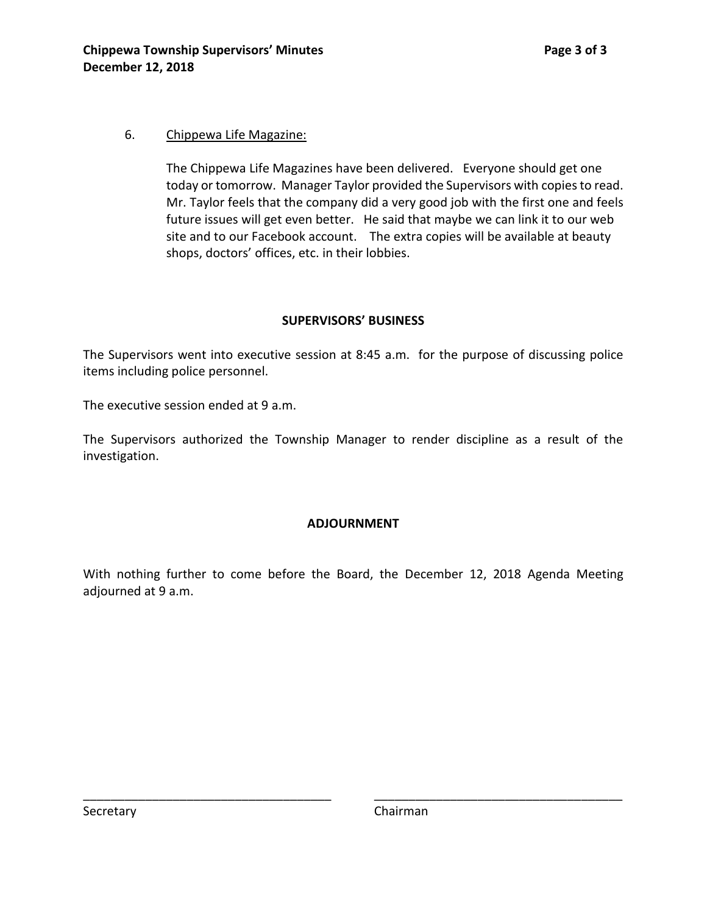6. Chippewa Life Magazine:

The Chippewa Life Magazines have been delivered. Everyone should get one today or tomorrow. Manager Taylor provided the Supervisors with copies to read. Mr. Taylor feels that the company did a very good job with the first one and feels future issues will get even better. He said that maybe we can link it to our web site and to our Facebook account. The extra copies will be available at beauty shops, doctors' offices, etc. in their lobbies.

## SUPERVISORS' BUSINESS

The Supervisors went into executive session at 8:45 a.m. for the purpose of discussing police items including police personnel.

The executive session ended at 9 a.m.

The Supervisors authorized the Township Manager to render discipline as a result of the investigation.

## ADJOURNMENT

With nothing further to come before the Board, the December 12, 2018 Agenda Meeting adjourned at 9 a.m.

_____________________________________ _____________________________________

Secretary Chairman